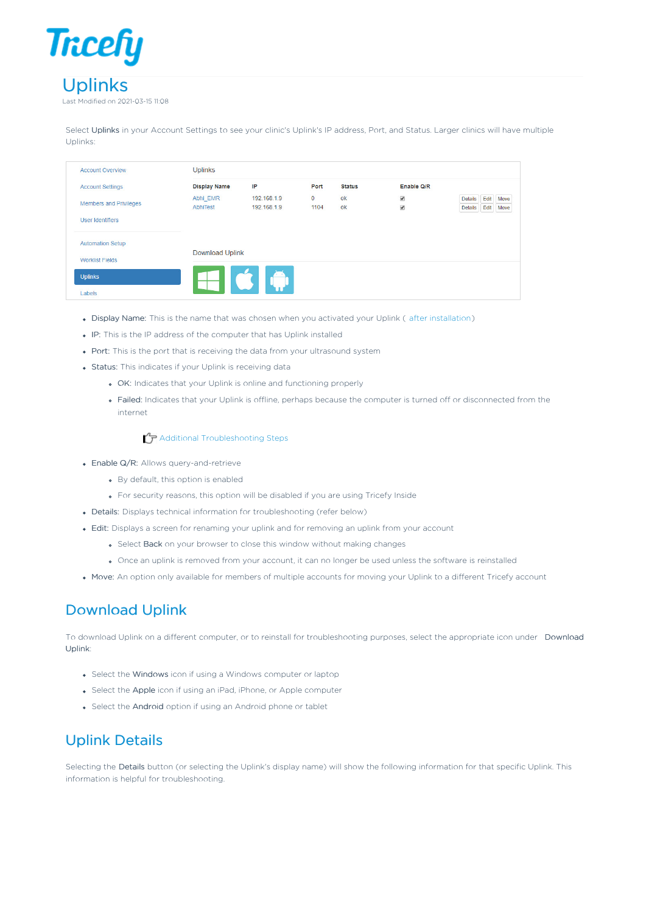# Uplinks

Last Modified on 2021-03-15 11:08

Select **Uplinks** in your Account Settings to see your clinic's Uplink's IP address, Port, and Status. Larger clinics will have multiple Uplinks:

- **Display Name:** This is the name that was chosen when you activated your Uplink ( after installation)
- **IP:** This is the IP address of the computer that has Uplink installed
- **Port:** This is the port that is receiving the data from your ultrasound system
- **Status:** This indicates if your Uplink is receiving data
  - **OK:** Indicates that your Uplink is online and functioning properly
  - **Failed:** Indicates that your Uplink is offline, perhaps because the computer is turned off or disconnected from the internet

    Additional Troubleshooting Steps

- **Enable Q/R:** Allows query-and-retrieve
  - By default, this option is enabled
  - For security reasons, this option will be disabled if you are using Tricefy Inside
- **Details:** Displays technical information for troubleshooting (refer below)
- **Edit:** Displays a screen for renaming your uplink and for removing an uplink from your account
  - Select **Back** on your browser to close this window without making changes
  - Once an uplink is removed from your account, it can no longer be used unless the software is reinstalled
- **Move:** An option only available for members of multiple accounts for moving your Uplink to a different Tricefy account

## Download Uplink

To download Uplink on a different computer, or to reinstall for troubleshooting purposes, select the appropriate icon under **Download Uplink**:

- Select the **Windows** icon if using a Windows computer or laptop
- Select the **Apple** icon if using an iPad, iPhone, or Apple computer
- Select the **Android** option if using an Android phone or tablet

## Uplink Details

Selecting the **Details** button (or selecting the Uplink's display name) will show the following information for that specific Uplink. This information is helpful for troubleshooting.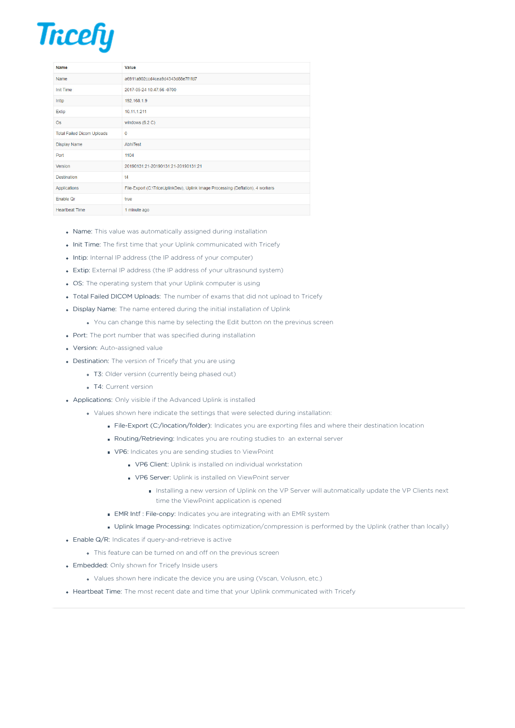| Name | Value |
|---|---|
| Name | a6911a902ccd4cea9d4343d86e7f1fd7 |
| Init Time | 2017-05-24 10:47:56 -0700 |
| Intip | 192.168.1.9 |
| Extip | 10.11.1.211 |
| Os | windows (6.2 C) |
| Total Failed Dicom Uploads | 0 |
| Display Name | AbhiTest |
| Port | 1104 |
| Version | 20190131:21-20190131:21-20190131:21 |
| Destination | t4 |
| Applications | File-Export (C:\TriceUplinkDev), Uplink Image Processing (Deflation), 4 workers |
| Enable Qr | true |
| Heartbeat Time | 1 minute ago |

- Name: This value was automatically assigned during installation
- Init Time: The first time that your Uplink communicated with Tricefy
- Intip: Internal IP address (the IP address of your computer)
- Extip: External IP address (the IP address of your ultrasound system)
- OS: The operating system that your Uplink computer is using
- Total Failed DICOM Uploads: The number of exams that did not upload to Tricefy
- Display Name: The name entered during the initial installation of Uplink
  - You can change this name by selecting the Edit button on the previous screen
- Port: The port number that was specified during installation
- Version: Auto-assigned value
- Destination: The version of Tricefy that you are using
  - T3: Older version (currently being phased out)
  - T4: Current version
- Applications: Only visible if the Advanced Uplink is installed
  - Values shown here indicate the settings that were selected during installation:
    - File-Export (C:/location/folder): Indicates you are exporting files and where their destination location
    - Routing/Retrieving: Indicates you are routing studies to an external server
    - VP6: Indicates you are sending studies to ViewPoint
      - VP6 Client: Uplink is installed on individual workstation
      - VP6 Server: Uplink is installed on ViewPoint server
        - Installing a new version of Uplink on the VP Server will automatically update the VP Clients next time the ViewPoint application is opened
    - EMR Intf : File-copy: Indicates you are integrating with an EMR system
    - Uplink Image Processing: Indicates optimization/compression is performed by the Uplink (rather than locally)
- Enable Q/R: Indicates if query-and-retrieve is active
  - This feature can be turned on and off on the previous screen
- Embedded: Only shown for Tricefy Inside users
  - Values shown here indicate the device you are using (Vscan, Voluson, etc.)
- Heartbeat Time: The most recent date and time that your Uplink communicated with Tricefy